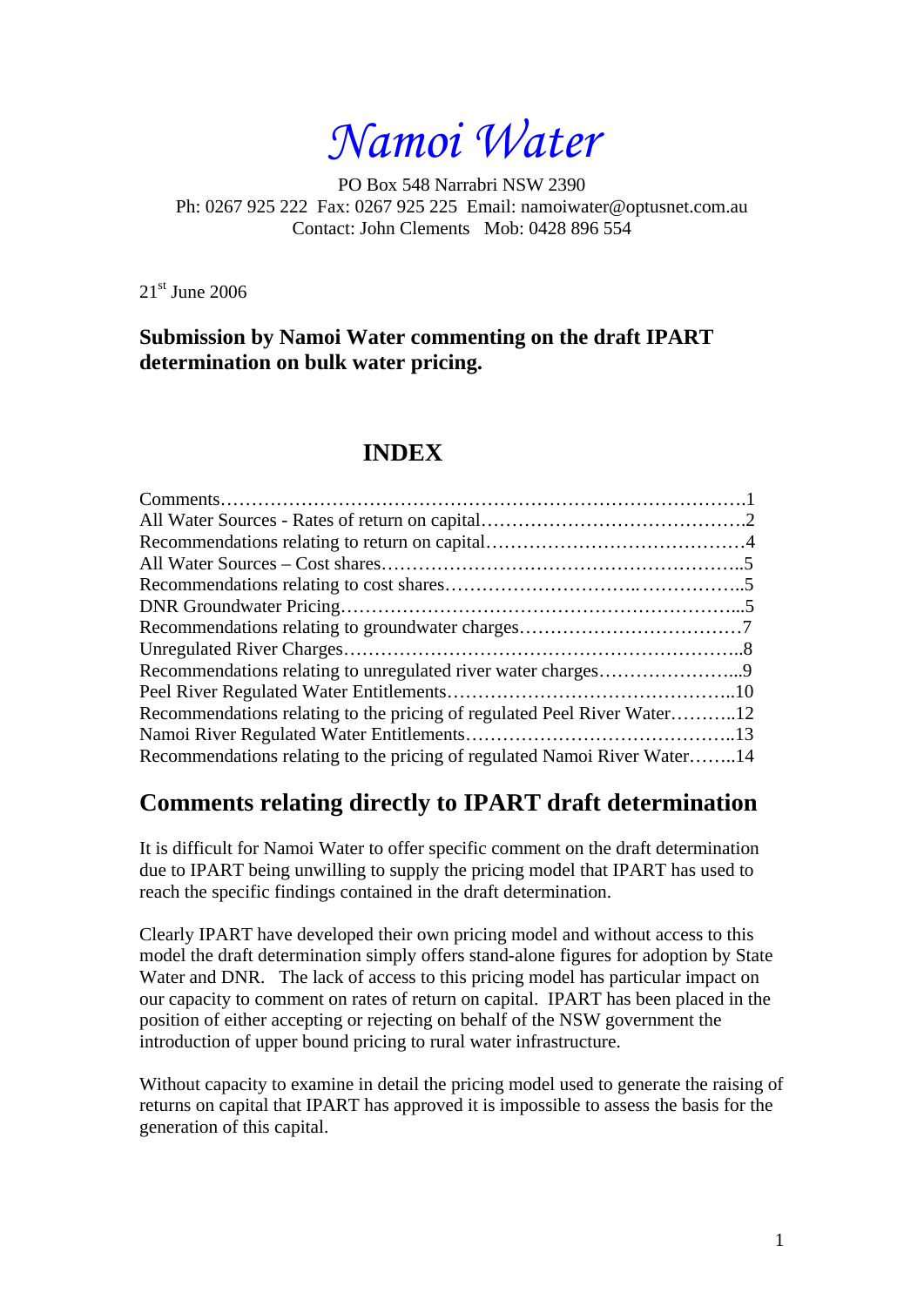# *Namoi Water*

PO Box 548 Narrabri NSW 2390
Ph: 0267 925 222 Fax: 0267 925 225 Email: namoiwater@optusnet.com.au
Contact: John Clements Mob: 0428 896 554

21st June 2006

**Submission by Namoi Water commenting on the draft IPART determination on bulk water pricing.**

## INDEX

| | |
|---|---|
| Comments | 1 |
| All Water Sources - Rates of return on capital | 2 |
| Recommendations relating to return on capital | 4 |
| All Water Sources – Cost shares | 5 |
| Recommendations relating to cost shares | 5 |
| DNR Groundwater Pricing | 5 |
| Recommendations relating to groundwater charges | 7 |
| Unregulated River Charges | 8 |
| Recommendations relating to unregulated river water charges | 9 |
| Peel River Regulated Water Entitlements | 10 |
| Recommendations relating to the pricing of regulated Peel River Water | 12 |
| Namoi River Regulated Water Entitlements | 13 |
| Recommendations relating to the pricing of regulated Namoi River Water | 14 |

## Comments relating directly to IPART draft determination

It is difficult for Namoi Water to offer specific comment on the draft determination due to IPART being unwilling to supply the pricing model that IPART has used to reach the specific findings contained in the draft determination.

Clearly IPART have developed their own pricing model and without access to this model the draft determination simply offers stand-alone figures for adoption by State Water and DNR. The lack of access to this pricing model has particular impact on our capacity to comment on rates of return on capital. IPART has been placed in the position of either accepting or rejecting on behalf of the NSW government the introduction of upper bound pricing to rural water infrastructure.

Without capacity to examine in detail the pricing model used to generate the raising of returns on capital that IPART has approved it is impossible to assess the basis for the generation of this capital.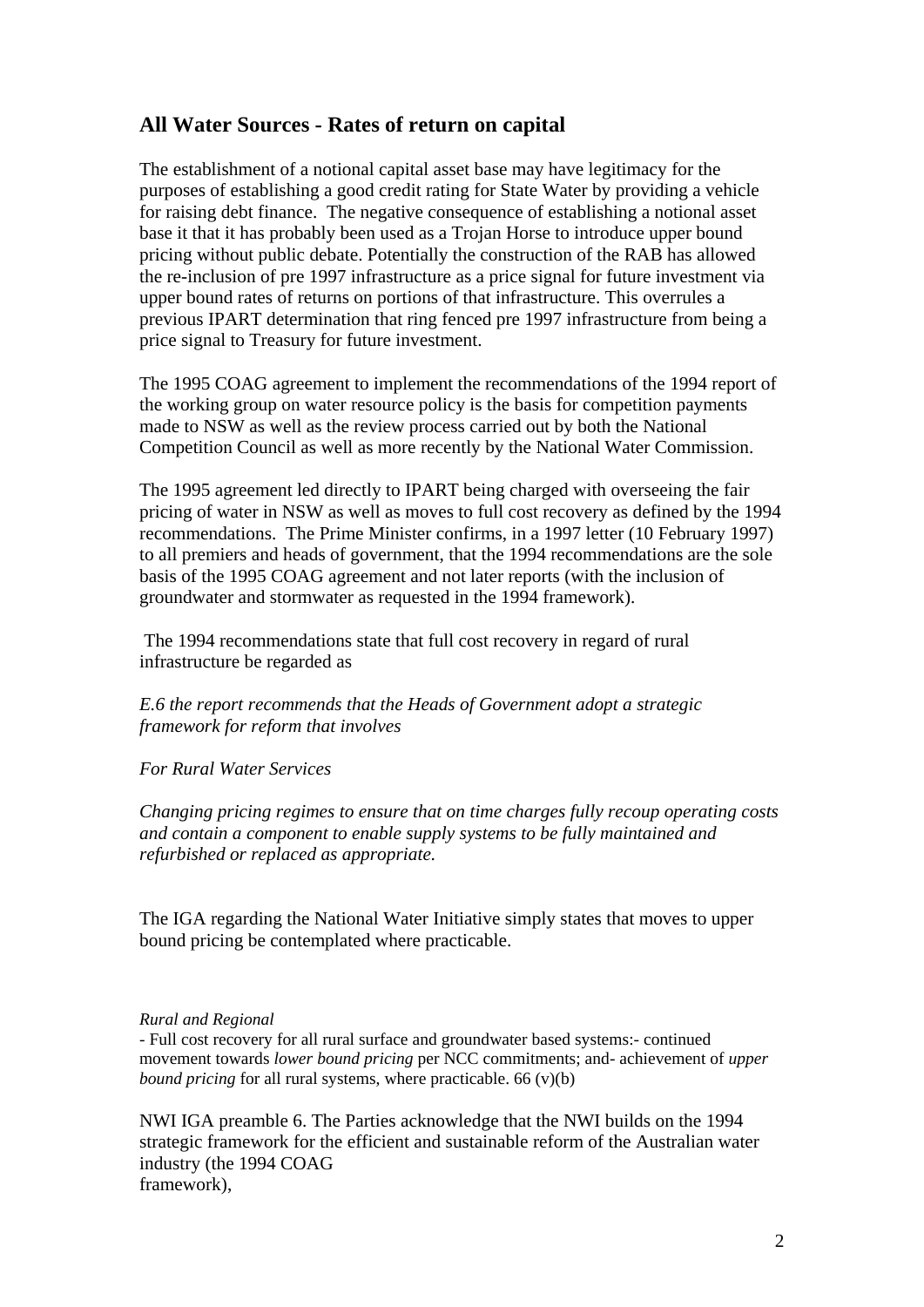## All Water Sources - Rates of return on capital

The establishment of a notional capital asset base may have legitimacy for the purposes of establishing a good credit rating for State Water by providing a vehicle for raising debt finance. The negative consequence of establishing a notional asset base it that it has probably been used as a Trojan Horse to introduce upper bound pricing without public debate. Potentially the construction of the RAB has allowed the re-inclusion of pre 1997 infrastructure as a price signal for future investment via upper bound rates of returns on portions of that infrastructure. This overrules a previous IPART determination that ring fenced pre 1997 infrastructure from being a price signal to Treasury for future investment.

The 1995 COAG agreement to implement the recommendations of the 1994 report of the working group on water resource policy is the basis for competition payments made to NSW as well as the review process carried out by both the National Competition Council as well as more recently by the National Water Commission.

The 1995 agreement led directly to IPART being charged with overseeing the fair pricing of water in NSW as well as moves to full cost recovery as defined by the 1994 recommendations. The Prime Minister confirms, in a 1997 letter (10 February 1997) to all premiers and heads of government, that the 1994 recommendations are the sole basis of the 1995 COAG agreement and not later reports (with the inclusion of groundwater and stormwater as requested in the 1994 framework).

The 1994 recommendations state that full cost recovery in regard of rural infrastructure be regarded as

*E.6 the report recommends that the Heads of Government adopt a strategic framework for reform that involves*

*For Rural Water Services*

*Changing pricing regimes to ensure that on time charges fully recoup operating costs and contain a component to enable supply systems to be fully maintained and refurbished or replaced as appropriate.*

The IGA regarding the National Water Initiative simply states that moves to upper bound pricing be contemplated where practicable.

*Rural and Regional*

- Full cost recovery for all rural surface and groundwater based systems:- continued movement towards *lower bound pricing* per NCC commitments; and- achievement of *upper bound pricing* for all rural systems, where practicable. 66 (v)(b)

NWI IGA preamble 6. The Parties acknowledge that the NWI builds on the 1994 strategic framework for the efficient and sustainable reform of the Australian water industry (the 1994 COAG framework),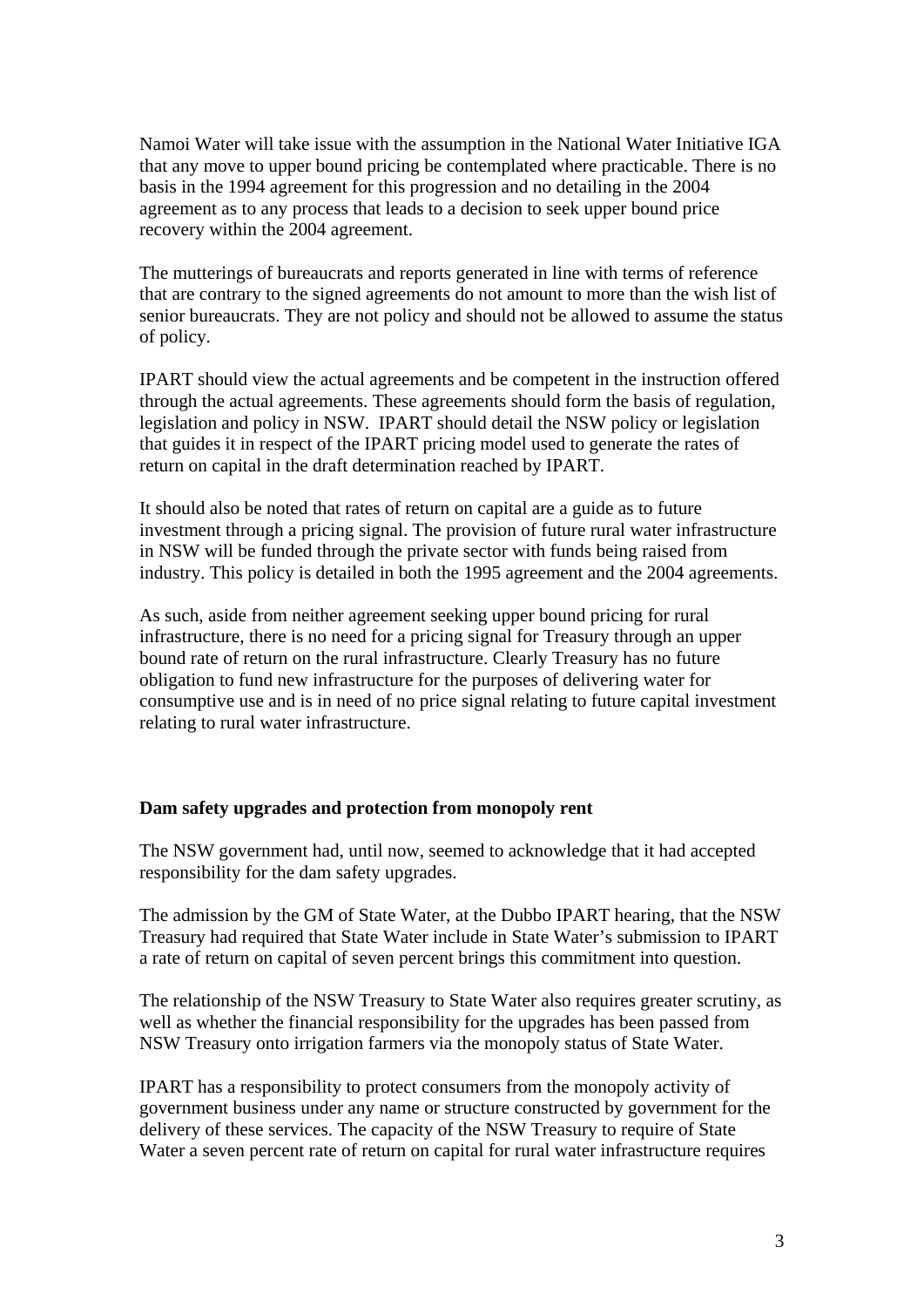Namoi Water will take issue with the assumption in the National Water Initiative IGA that any move to upper bound pricing be contemplated where practicable. There is no basis in the 1994 agreement for this progression and no detailing in the 2004 agreement as to any process that leads to a decision to seek upper bound price recovery within the 2004 agreement.

The mutterings of bureaucrats and reports generated in line with terms of reference that are contrary to the signed agreements do not amount to more than the wish list of senior bureaucrats. They are not policy and should not be allowed to assume the status of policy.

IPART should view the actual agreements and be competent in the instruction offered through the actual agreements. These agreements should form the basis of regulation, legislation and policy in NSW. IPART should detail the NSW policy or legislation that guides it in respect of the IPART pricing model used to generate the rates of return on capital in the draft determination reached by IPART.

It should also be noted that rates of return on capital are a guide as to future investment through a pricing signal. The provision of future rural water infrastructure in NSW will be funded through the private sector with funds being raised from industry. This policy is detailed in both the 1995 agreement and the 2004 agreements.

As such, aside from neither agreement seeking upper bound pricing for rural infrastructure, there is no need for a pricing signal for Treasury through an upper bound rate of return on the rural infrastructure. Clearly Treasury has no future obligation to fund new infrastructure for the purposes of delivering water for consumptive use and is in need of no price signal relating to future capital investment relating to rural water infrastructure.

**Dam safety upgrades and protection from monopoly rent**

The NSW government had, until now, seemed to acknowledge that it had accepted responsibility for the dam safety upgrades.

The admission by the GM of State Water, at the Dubbo IPART hearing, that the NSW Treasury had required that State Water include in State Water's submission to IPART a rate of return on capital of seven percent brings this commitment into question.

The relationship of the NSW Treasury to State Water also requires greater scrutiny, as well as whether the financial responsibility for the upgrades has been passed from NSW Treasury onto irrigation farmers via the monopoly status of State Water.

IPART has a responsibility to protect consumers from the monopoly activity of government business under any name or structure constructed by government for the delivery of these services. The capacity of the NSW Treasury to require of State Water a seven percent rate of return on capital for rural water infrastructure requires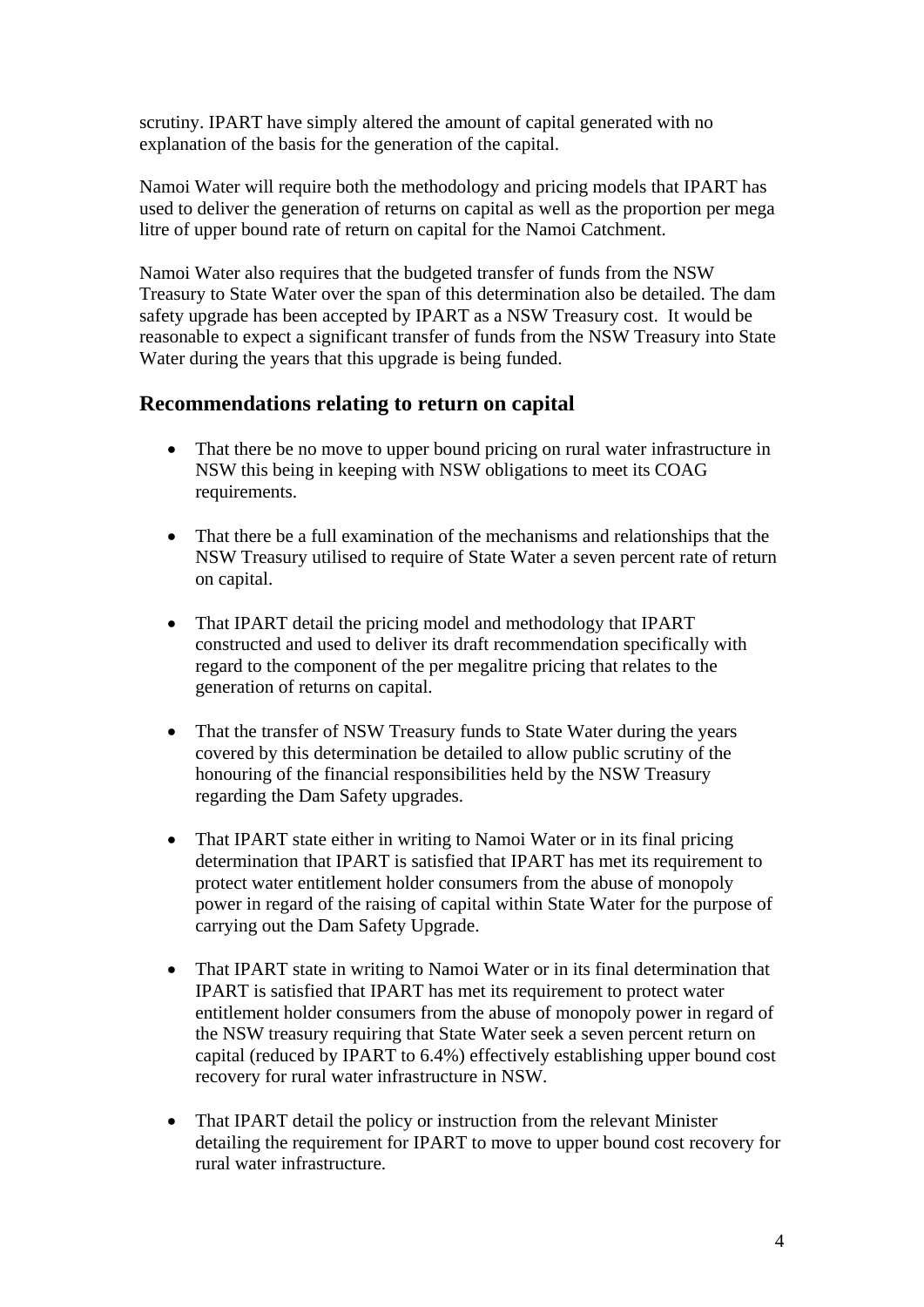scrutiny. IPART have simply altered the amount of capital generated with no explanation of the basis for the generation of the capital.

Namoi Water will require both the methodology and pricing models that IPART has used to deliver the generation of returns on capital as well as the proportion per mega litre of upper bound rate of return on capital for the Namoi Catchment.

Namoi Water also requires that the budgeted transfer of funds from the NSW Treasury to State Water over the span of this determination also be detailed. The dam safety upgrade has been accepted by IPART as a NSW Treasury cost. It would be reasonable to expect a significant transfer of funds from the NSW Treasury into State Water during the years that this upgrade is being funded.

## Recommendations relating to return on capital

- That there be no move to upper bound pricing on rural water infrastructure in NSW this being in keeping with NSW obligations to meet its COAG requirements.

- That there be a full examination of the mechanisms and relationships that the NSW Treasury utilised to require of State Water a seven percent rate of return on capital.

- That IPART detail the pricing model and methodology that IPART constructed and used to deliver its draft recommendation specifically with regard to the component of the per megalitre pricing that relates to the generation of returns on capital.

- That the transfer of NSW Treasury funds to State Water during the years covered by this determination be detailed to allow public scrutiny of the honouring of the financial responsibilities held by the NSW Treasury regarding the Dam Safety upgrades.

- That IPART state either in writing to Namoi Water or in its final pricing determination that IPART is satisfied that IPART has met its requirement to protect water entitlement holder consumers from the abuse of monopoly power in regard of the raising of capital within State Water for the purpose of carrying out the Dam Safety Upgrade.

- That IPART state in writing to Namoi Water or in its final determination that IPART is satisfied that IPART has met its requirement to protect water entitlement holder consumers from the abuse of monopoly power in regard of the NSW treasury requiring that State Water seek a seven percent return on capital (reduced by IPART to 6.4%) effectively establishing upper bound cost recovery for rural water infrastructure in NSW.

- That IPART detail the policy or instruction from the relevant Minister detailing the requirement for IPART to move to upper bound cost recovery for rural water infrastructure.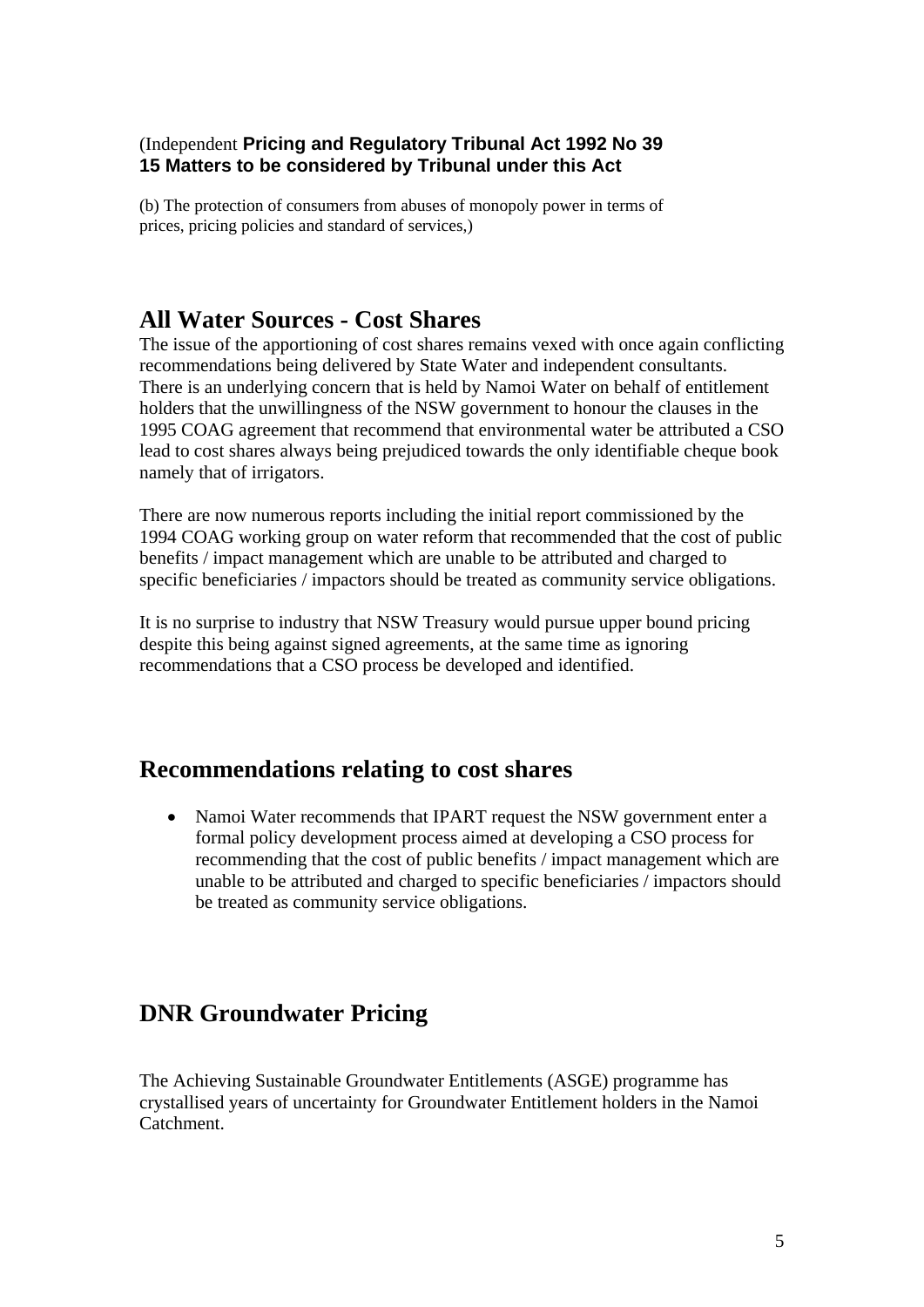(Independent **Pricing and Regulatory Tribunal Act 1992 No 39**
**15 Matters to be considered by Tribunal under this Act**

(b) The protection of consumers from abuses of monopoly power in terms of prices, pricing policies and standard of services,)

## All Water Sources - Cost Shares

The issue of the apportioning of cost shares remains vexed with once again conflicting recommendations being delivered by State Water and independent consultants. There is an underlying concern that is held by Namoi Water on behalf of entitlement holders that the unwillingness of the NSW government to honour the clauses in the 1995 COAG agreement that recommend that environmental water be attributed a CSO lead to cost shares always being prejudiced towards the only identifiable cheque book namely that of irrigators.

There are now numerous reports including the initial report commissioned by the 1994 COAG working group on water reform that recommended that the cost of public benefits / impact management which are unable to be attributed and charged to specific beneficiaries / impactors should be treated as community service obligations.

It is no surprise to industry that NSW Treasury would pursue upper bound pricing despite this being against signed agreements, at the same time as ignoring recommendations that a CSO process be developed and identified.

## Recommendations relating to cost shares

- Namoi Water recommends that IPART request the NSW government enter a formal policy development process aimed at developing a CSO process for recommending that the cost of public benefits / impact management which are unable to be attributed and charged to specific beneficiaries / impactors should be treated as community service obligations.

## DNR Groundwater Pricing

The Achieving Sustainable Groundwater Entitlements (ASGE) programme has crystallised years of uncertainty for Groundwater Entitlement holders in the Namoi Catchment.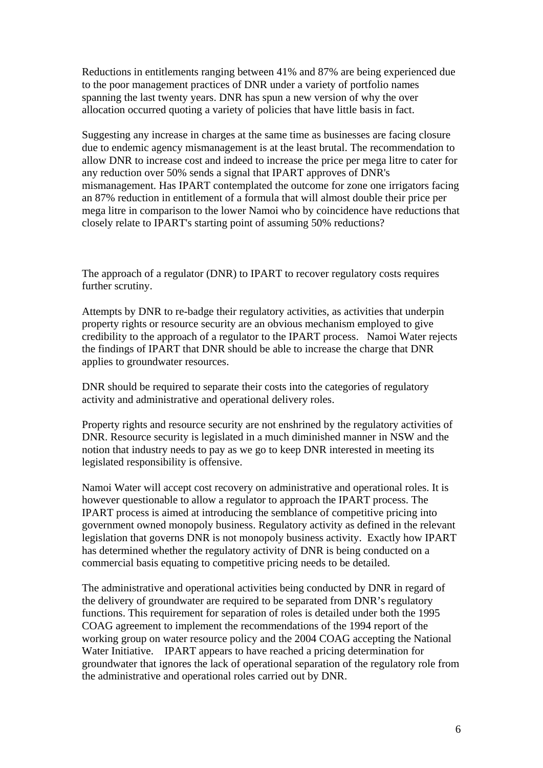Reductions in entitlements ranging between 41% and 87% are being experienced due to the poor management practices of DNR under a variety of portfolio names spanning the last twenty years. DNR has spun a new version of why the over allocation occurred quoting a variety of policies that have little basis in fact.

Suggesting any increase in charges at the same time as businesses are facing closure due to endemic agency mismanagement is at the least brutal. The recommendation to allow DNR to increase cost and indeed to increase the price per mega litre to cater for any reduction over 50% sends a signal that IPART approves of DNR's mismanagement. Has IPART contemplated the outcome for zone one irrigators facing an 87% reduction in entitlement of a formula that will almost double their price per mega litre in comparison to the lower Namoi who by coincidence have reductions that closely relate to IPART's starting point of assuming 50% reductions?

The approach of a regulator (DNR) to IPART to recover regulatory costs requires further scrutiny.

Attempts by DNR to re-badge their regulatory activities, as activities that underpin property rights or resource security are an obvious mechanism employed to give credibility to the approach of a regulator to the IPART process. Namoi Water rejects the findings of IPART that DNR should be able to increase the charge that DNR applies to groundwater resources.

DNR should be required to separate their costs into the categories of regulatory activity and administrative and operational delivery roles.

Property rights and resource security are not enshrined by the regulatory activities of DNR. Resource security is legislated in a much diminished manner in NSW and the notion that industry needs to pay as we go to keep DNR interested in meeting its legislated responsibility is offensive.

Namoi Water will accept cost recovery on administrative and operational roles. It is however questionable to allow a regulator to approach the IPART process. The IPART process is aimed at introducing the semblance of competitive pricing into government owned monopoly business. Regulatory activity as defined in the relevant legislation that governs DNR is not monopoly business activity. Exactly how IPART has determined whether the regulatory activity of DNR is being conducted on a commercial basis equating to competitive pricing needs to be detailed.

The administrative and operational activities being conducted by DNR in regard of the delivery of groundwater are required to be separated from DNR's regulatory functions. This requirement for separation of roles is detailed under both the 1995 COAG agreement to implement the recommendations of the 1994 report of the working group on water resource policy and the 2004 COAG accepting the National Water Initiative. IPART appears to have reached a pricing determination for groundwater that ignores the lack of operational separation of the regulatory role from the administrative and operational roles carried out by DNR.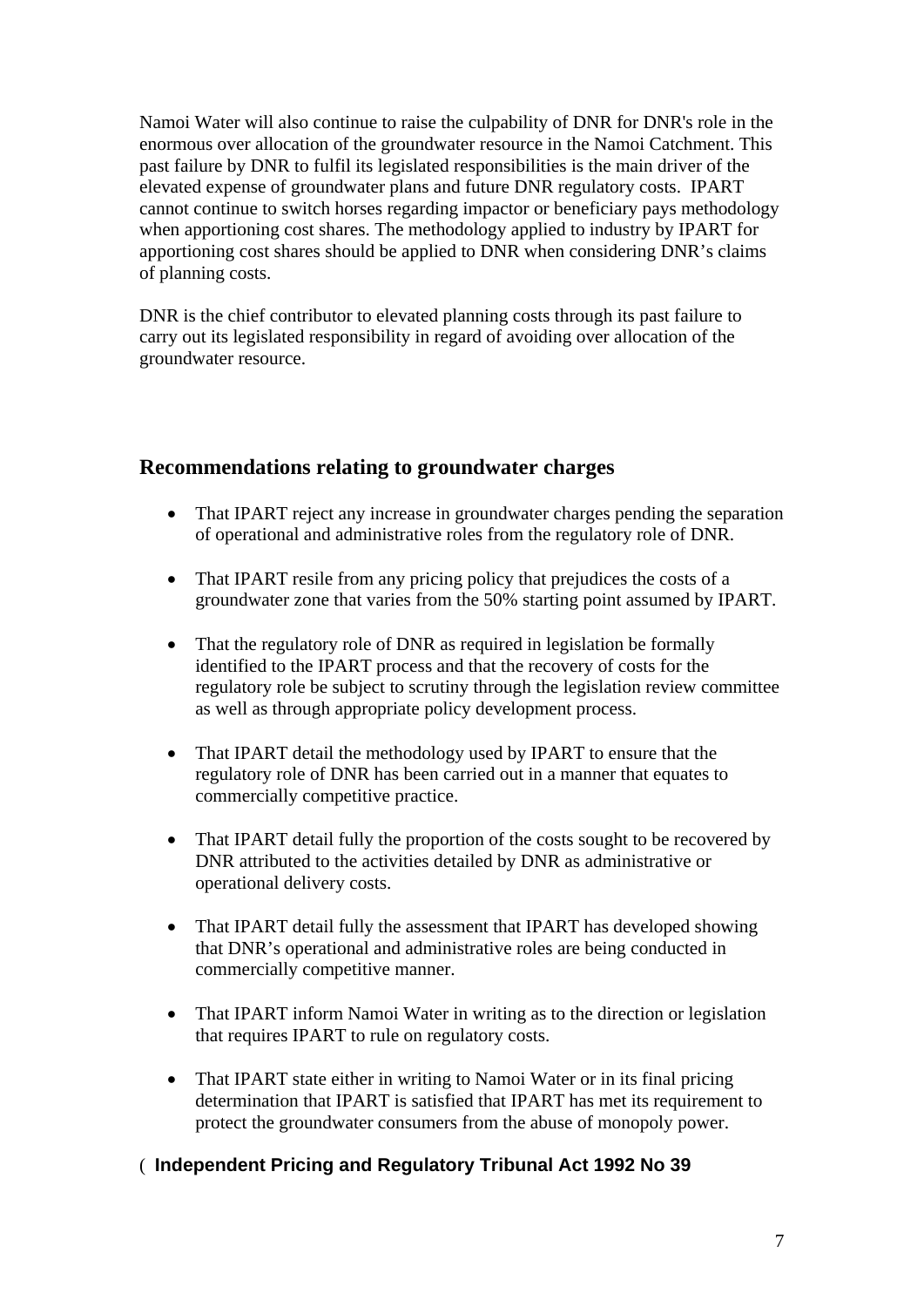Namoi Water will also continue to raise the culpability of DNR for DNR's role in the enormous over allocation of the groundwater resource in the Namoi Catchment. This past failure by DNR to fulfil its legislated responsibilities is the main driver of the elevated expense of groundwater plans and future DNR regulatory costs. IPART cannot continue to switch horses regarding impactor or beneficiary pays methodology when apportioning cost shares. The methodology applied to industry by IPART for apportioning cost shares should be applied to DNR when considering DNR's claims of planning costs.

DNR is the chief contributor to elevated planning costs through its past failure to carry out its legislated responsibility in regard of avoiding over allocation of the groundwater resource.

## Recommendations relating to groundwater charges

- That IPART reject any increase in groundwater charges pending the separation of operational and administrative roles from the regulatory role of DNR.
- That IPART resile from any pricing policy that prejudices the costs of a groundwater zone that varies from the 50% starting point assumed by IPART.
- That the regulatory role of DNR as required in legislation be formally identified to the IPART process and that the recovery of costs for the regulatory role be subject to scrutiny through the legislation review committee as well as through appropriate policy development process.
- That IPART detail the methodology used by IPART to ensure that the regulatory role of DNR has been carried out in a manner that equates to commercially competitive practice.
- That IPART detail fully the proportion of the costs sought to be recovered by DNR attributed to the activities detailed by DNR as administrative or operational delivery costs.
- That IPART detail fully the assessment that IPART has developed showing that DNR's operational and administrative roles are being conducted in commercially competitive manner.
- That IPART inform Namoi Water in writing as to the direction or legislation that requires IPART to rule on regulatory costs.
- That IPART state either in writing to Namoi Water or in its final pricing determination that IPART is satisfied that IPART has met its requirement to protect the groundwater consumers from the abuse of monopoly power.

( **Independent Pricing and Regulatory Tribunal Act 1992 No 39**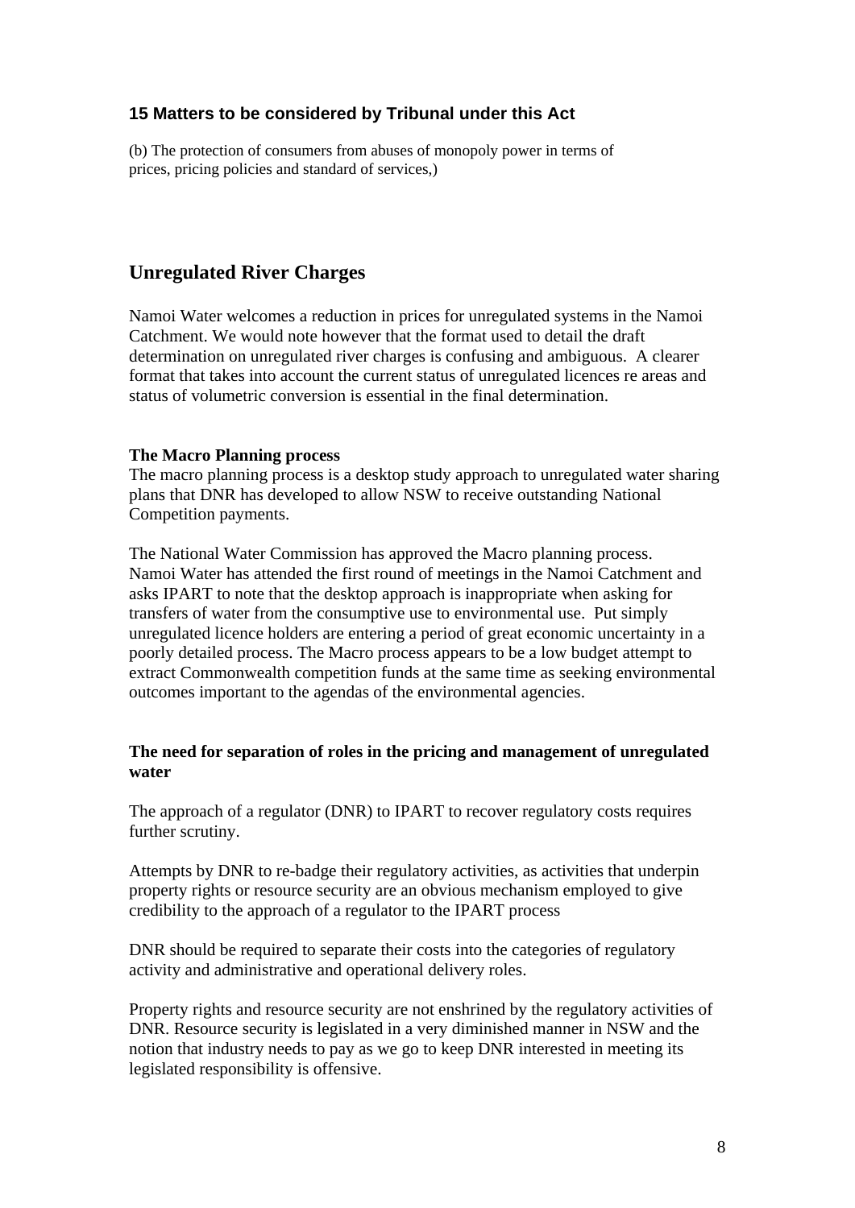### 15 Matters to be considered by Tribunal under this Act

(b) The protection of consumers from abuses of monopoly power in terms of prices, pricing policies and standard of services,)

## Unregulated River Charges

Namoi Water welcomes a reduction in prices for unregulated systems in the Namoi Catchment. We would note however that the format used to detail the draft determination on unregulated river charges is confusing and ambiguous. A clearer format that takes into account the current status of unregulated licences re areas and status of volumetric conversion is essential in the final determination.

**The Macro Planning process**

The macro planning process is a desktop study approach to unregulated water sharing plans that DNR has developed to allow NSW to receive outstanding National Competition payments.

The National Water Commission has approved the Macro planning process. Namoi Water has attended the first round of meetings in the Namoi Catchment and asks IPART to note that the desktop approach is inappropriate when asking for transfers of water from the consumptive use to environmental use. Put simply unregulated licence holders are entering a period of great economic uncertainty in a poorly detailed process. The Macro process appears to be a low budget attempt to extract Commonwealth competition funds at the same time as seeking environmental outcomes important to the agendas of the environmental agencies.

**The need for separation of roles in the pricing and management of unregulated water**

The approach of a regulator (DNR) to IPART to recover regulatory costs requires further scrutiny.

Attempts by DNR to re-badge their regulatory activities, as activities that underpin property rights or resource security are an obvious mechanism employed to give credibility to the approach of a regulator to the IPART process

DNR should be required to separate their costs into the categories of regulatory activity and administrative and operational delivery roles.

Property rights and resource security are not enshrined by the regulatory activities of DNR. Resource security is legislated in a very diminished manner in NSW and the notion that industry needs to pay as we go to keep DNR interested in meeting its legislated responsibility is offensive.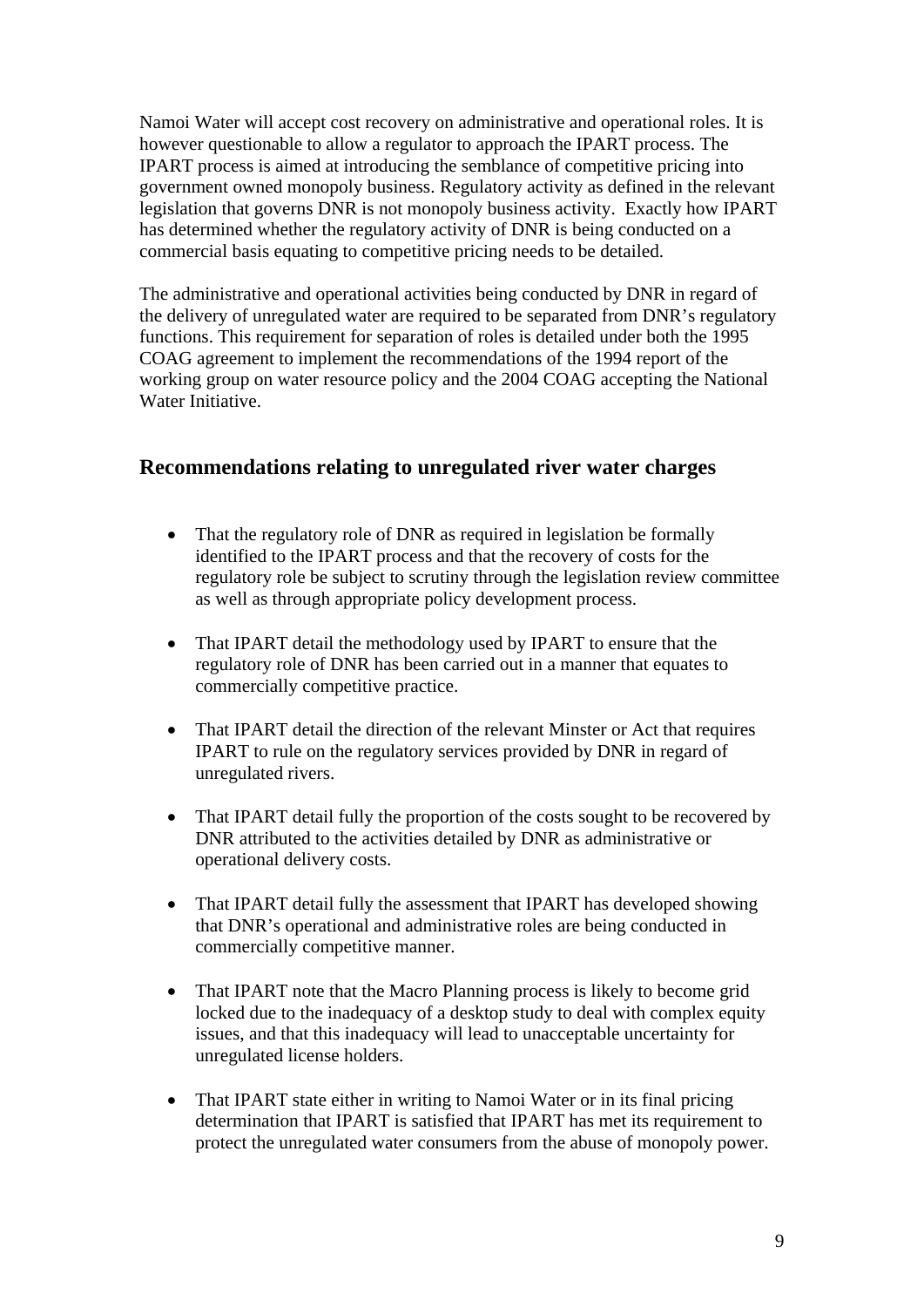Namoi Water will accept cost recovery on administrative and operational roles. It is however questionable to allow a regulator to approach the IPART process. The IPART process is aimed at introducing the semblance of competitive pricing into government owned monopoly business. Regulatory activity as defined in the relevant legislation that governs DNR is not monopoly business activity. Exactly how IPART has determined whether the regulatory activity of DNR is being conducted on a commercial basis equating to competitive pricing needs to be detailed.

The administrative and operational activities being conducted by DNR in regard of the delivery of unregulated water are required to be separated from DNR's regulatory functions. This requirement for separation of roles is detailed under both the 1995 COAG agreement to implement the recommendations of the 1994 report of the working group on water resource policy and the 2004 COAG accepting the National Water Initiative.

## Recommendations relating to unregulated river water charges

- That the regulatory role of DNR as required in legislation be formally identified to the IPART process and that the recovery of costs for the regulatory role be subject to scrutiny through the legislation review committee as well as through appropriate policy development process.

- That IPART detail the methodology used by IPART to ensure that the regulatory role of DNR has been carried out in a manner that equates to commercially competitive practice.

- That IPART detail the direction of the relevant Minster or Act that requires IPART to rule on the regulatory services provided by DNR in regard of unregulated rivers.

- That IPART detail fully the proportion of the costs sought to be recovered by DNR attributed to the activities detailed by DNR as administrative or operational delivery costs.

- That IPART detail fully the assessment that IPART has developed showing that DNR's operational and administrative roles are being conducted in commercially competitive manner.

- That IPART note that the Macro Planning process is likely to become grid locked due to the inadequacy of a desktop study to deal with complex equity issues, and that this inadequacy will lead to unacceptable uncertainty for unregulated license holders.

- That IPART state either in writing to Namoi Water or in its final pricing determination that IPART is satisfied that IPART has met its requirement to protect the unregulated water consumers from the abuse of monopoly power.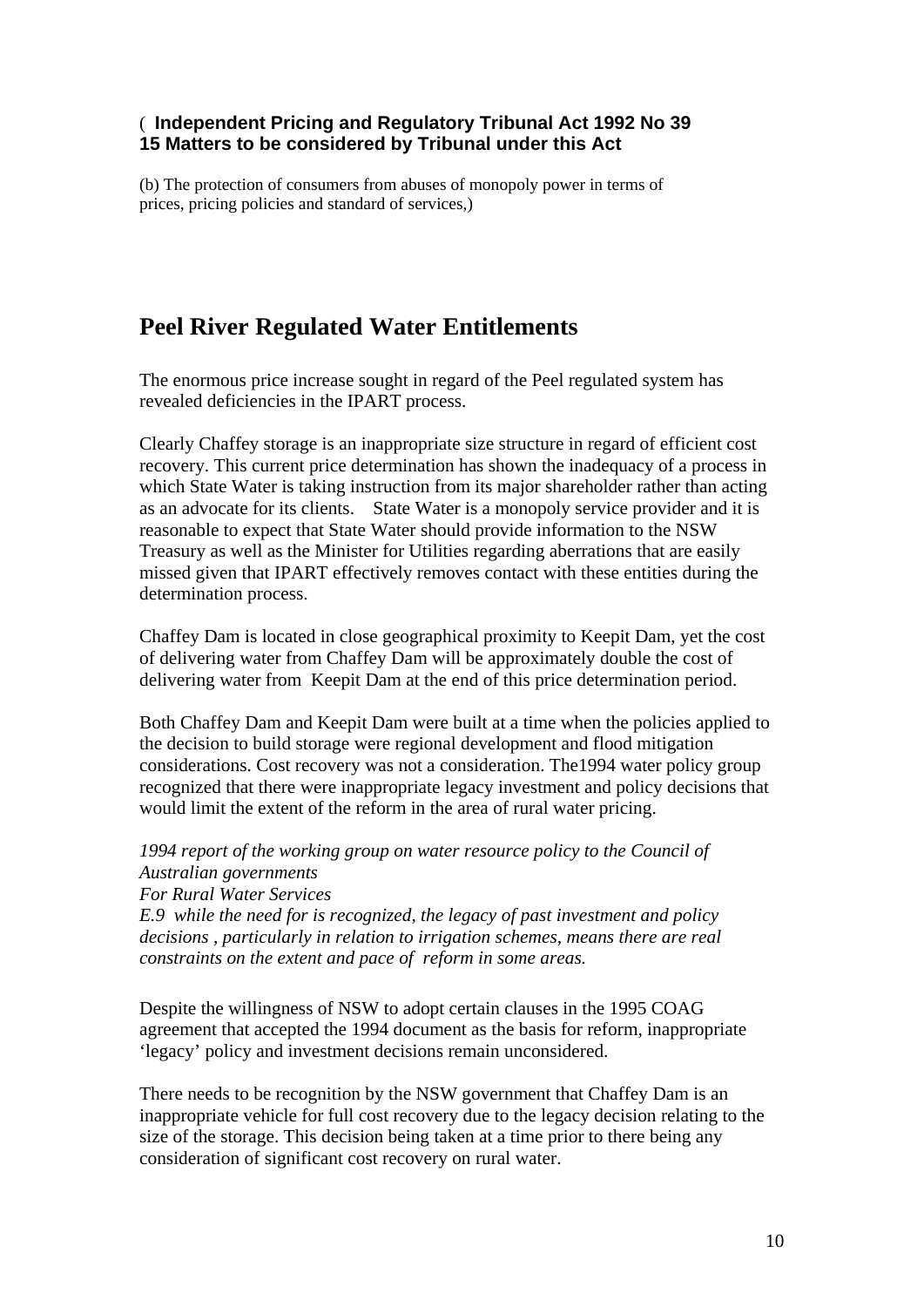( **Independent Pricing and Regulatory Tribunal Act 1992 No 39**
**15 Matters to be considered by Tribunal under this Act**

(b) The protection of consumers from abuses of monopoly power in terms of prices, pricing policies and standard of services,)

## Peel River Regulated Water Entitlements

The enormous price increase sought in regard of the Peel regulated system has revealed deficiencies in the IPART process.

Clearly Chaffey storage is an inappropriate size structure in regard of efficient cost recovery. This current price determination has shown the inadequacy of a process in which State Water is taking instruction from its major shareholder rather than acting as an advocate for its clients. State Water is a monopoly service provider and it is reasonable to expect that State Water should provide information to the NSW Treasury as well as the Minister for Utilities regarding aberrations that are easily missed given that IPART effectively removes contact with these entities during the determination process.

Chaffey Dam is located in close geographical proximity to Keepit Dam, yet the cost of delivering water from Chaffey Dam will be approximately double the cost of delivering water from Keepit Dam at the end of this price determination period.

Both Chaffey Dam and Keepit Dam were built at a time when the policies applied to the decision to build storage were regional development and flood mitigation considerations. Cost recovery was not a consideration. The1994 water policy group recognized that there were inappropriate legacy investment and policy decisions that would limit the extent of the reform in the area of rural water pricing.

*1994 report of the working group on water resource policy to the Council of Australian governments*
*For Rural Water Services*
*E.9 while the need for is recognized, the legacy of past investment and policy decisions , particularly in relation to irrigation schemes, means there are real constraints on the extent and pace of reform in some areas.*

Despite the willingness of NSW to adopt certain clauses in the 1995 COAG agreement that accepted the 1994 document as the basis for reform, inappropriate 'legacy' policy and investment decisions remain unconsidered.

There needs to be recognition by the NSW government that Chaffey Dam is an inappropriate vehicle for full cost recovery due to the legacy decision relating to the size of the storage. This decision being taken at a time prior to there being any consideration of significant cost recovery on rural water.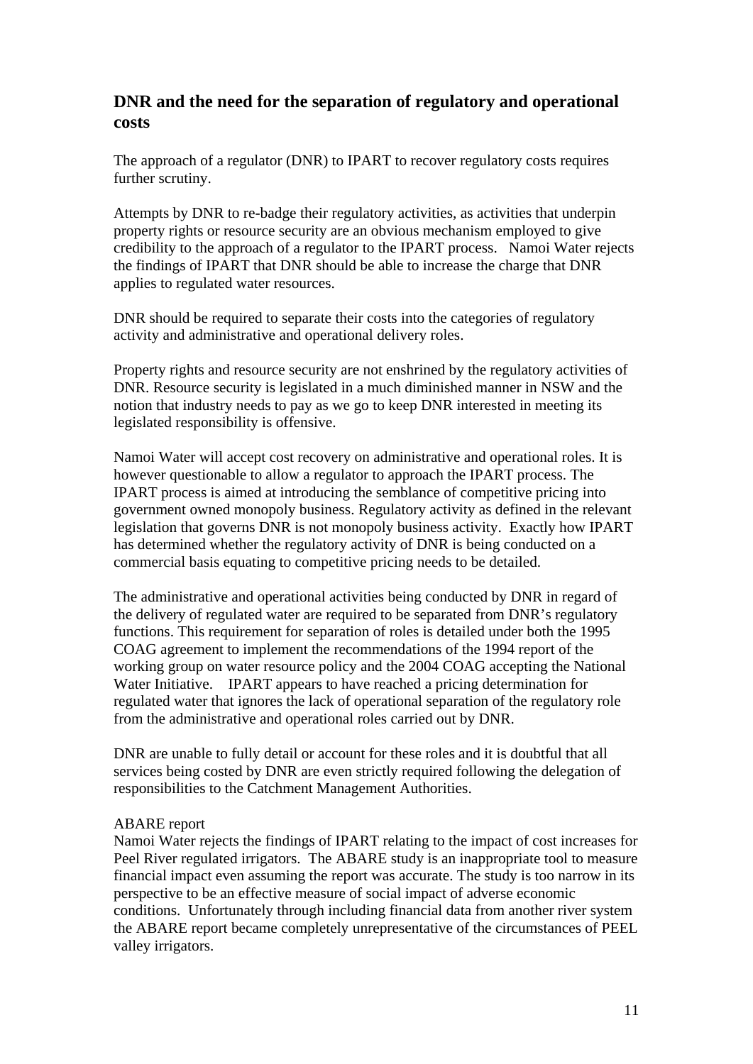## DNR and the need for the separation of regulatory and operational costs

The approach of a regulator (DNR) to IPART to recover regulatory costs requires further scrutiny.

Attempts by DNR to re-badge their regulatory activities, as activities that underpin property rights or resource security are an obvious mechanism employed to give credibility to the approach of a regulator to the IPART process. Namoi Water rejects the findings of IPART that DNR should be able to increase the charge that DNR applies to regulated water resources.

DNR should be required to separate their costs into the categories of regulatory activity and administrative and operational delivery roles.

Property rights and resource security are not enshrined by the regulatory activities of DNR. Resource security is legislated in a much diminished manner in NSW and the notion that industry needs to pay as we go to keep DNR interested in meeting its legislated responsibility is offensive.

Namoi Water will accept cost recovery on administrative and operational roles. It is however questionable to allow a regulator to approach the IPART process. The IPART process is aimed at introducing the semblance of competitive pricing into government owned monopoly business. Regulatory activity as defined in the relevant legislation that governs DNR is not monopoly business activity. Exactly how IPART has determined whether the regulatory activity of DNR is being conducted on a commercial basis equating to competitive pricing needs to be detailed.

The administrative and operational activities being conducted by DNR in regard of the delivery of regulated water are required to be separated from DNR's regulatory functions. This requirement for separation of roles is detailed under both the 1995 COAG agreement to implement the recommendations of the 1994 report of the working group on water resource policy and the 2004 COAG accepting the National Water Initiative. IPART appears to have reached a pricing determination for regulated water that ignores the lack of operational separation of the regulatory role from the administrative and operational roles carried out by DNR.

DNR are unable to fully detail or account for these roles and it is doubtful that all services being costed by DNR are even strictly required following the delegation of responsibilities to the Catchment Management Authorities.

ABARE report

Namoi Water rejects the findings of IPART relating to the impact of cost increases for Peel River regulated irrigators. The ABARE study is an inappropriate tool to measure financial impact even assuming the report was accurate. The study is too narrow in its perspective to be an effective measure of social impact of adverse economic conditions. Unfortunately through including financial data from another river system the ABARE report became completely unrepresentative of the circumstances of PEEL valley irrigators.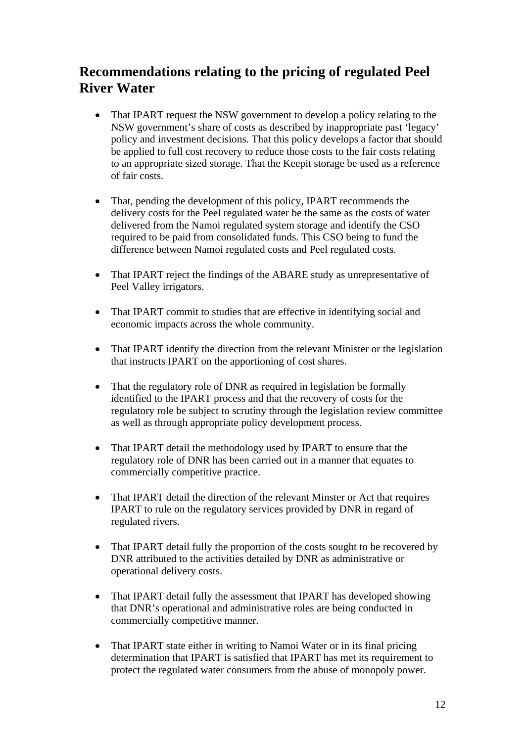## Recommendations relating to the pricing of regulated Peel River Water

- That IPART request the NSW government to develop a policy relating to the NSW government's share of costs as described by inappropriate past 'legacy' policy and investment decisions. That this policy develops a factor that should be applied to full cost recovery to reduce those costs to the fair costs relating to an appropriate sized storage. That the Keepit storage be used as a reference of fair costs.

- That, pending the development of this policy, IPART recommends the delivery costs for the Peel regulated water be the same as the costs of water delivered from the Namoi regulated system storage and identify the CSO required to be paid from consolidated funds. This CSO being to fund the difference between Namoi regulated costs and Peel regulated costs.

- That IPART reject the findings of the ABARE study as unrepresentative of Peel Valley irrigators.

- That IPART commit to studies that are effective in identifying social and economic impacts across the whole community.

- That IPART identify the direction from the relevant Minister or the legislation that instructs IPART on the apportioning of cost shares.

- That the regulatory role of DNR as required in legislation be formally identified to the IPART process and that the recovery of costs for the regulatory role be subject to scrutiny through the legislation review committee as well as through appropriate policy development process.

- That IPART detail the methodology used by IPART to ensure that the regulatory role of DNR has been carried out in a manner that equates to commercially competitive practice.

- That IPART detail the direction of the relevant Minster or Act that requires IPART to rule on the regulatory services provided by DNR in regard of regulated rivers.

- That IPART detail fully the proportion of the costs sought to be recovered by DNR attributed to the activities detailed by DNR as administrative or operational delivery costs.

- That IPART detail fully the assessment that IPART has developed showing that DNR's operational and administrative roles are being conducted in commercially competitive manner.

- That IPART state either in writing to Namoi Water or in its final pricing determination that IPART is satisfied that IPART has met its requirement to protect the regulated water consumers from the abuse of monopoly power.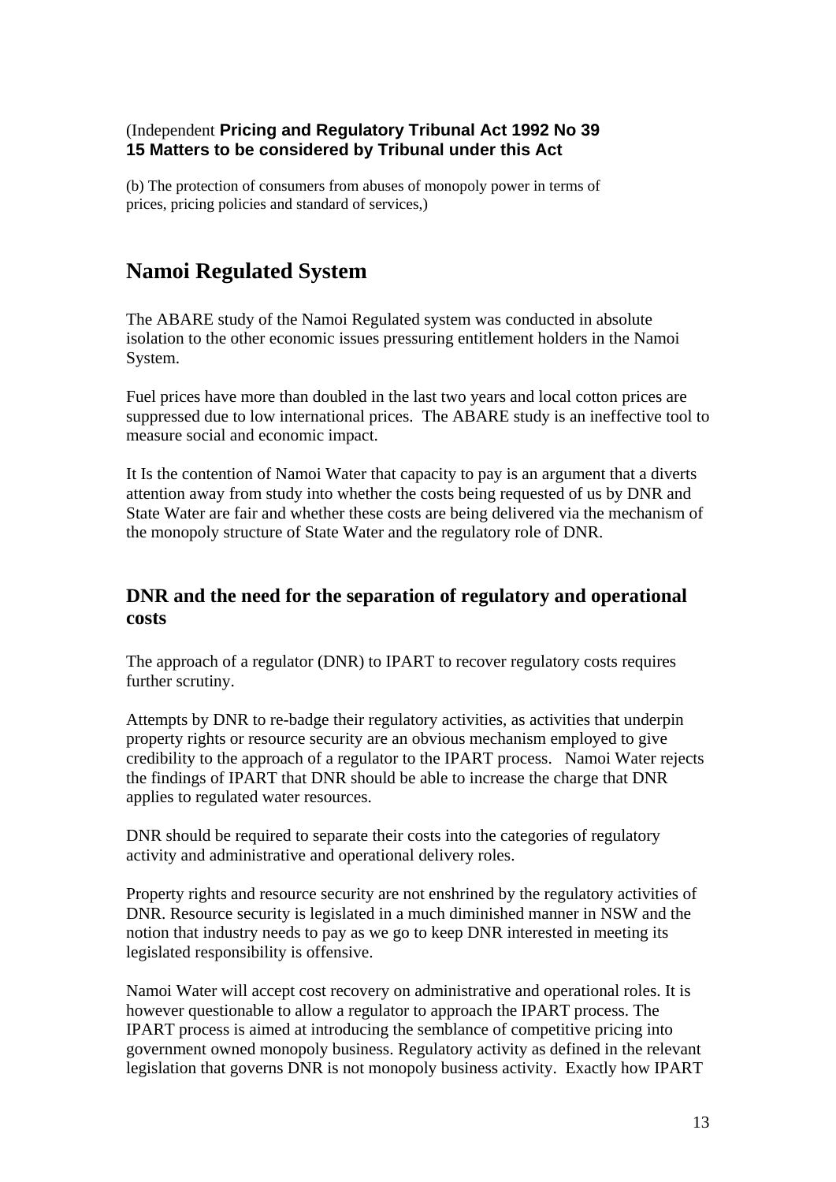(Independent **Pricing and Regulatory Tribunal Act 1992 No 39**
**15 Matters to be considered by Tribunal under this Act**

(b) The protection of consumers from abuses of monopoly power in terms of prices, pricing policies and standard of services,)

# Namoi Regulated System

The ABARE study of the Namoi Regulated system was conducted in absolute isolation to the other economic issues pressuring entitlement holders in the Namoi System.

Fuel prices have more than doubled in the last two years and local cotton prices are suppressed due to low international prices. The ABARE study is an ineffective tool to measure social and economic impact.

It Is the contention of Namoi Water that capacity to pay is an argument that a diverts attention away from study into whether the costs being requested of us by DNR and State Water are fair and whether these costs are being delivered via the mechanism of the monopoly structure of State Water and the regulatory role of DNR.

## DNR and the need for the separation of regulatory and operational costs

The approach of a regulator (DNR) to IPART to recover regulatory costs requires further scrutiny.

Attempts by DNR to re-badge their regulatory activities, as activities that underpin property rights or resource security are an obvious mechanism employed to give credibility to the approach of a regulator to the IPART process. Namoi Water rejects the findings of IPART that DNR should be able to increase the charge that DNR applies to regulated water resources.

DNR should be required to separate their costs into the categories of regulatory activity and administrative and operational delivery roles.

Property rights and resource security are not enshrined by the regulatory activities of DNR. Resource security is legislated in a much diminished manner in NSW and the notion that industry needs to pay as we go to keep DNR interested in meeting its legislated responsibility is offensive.

Namoi Water will accept cost recovery on administrative and operational roles. It is however questionable to allow a regulator to approach the IPART process. The IPART process is aimed at introducing the semblance of competitive pricing into government owned monopoly business. Regulatory activity as defined in the relevant legislation that governs DNR is not monopoly business activity. Exactly how IPART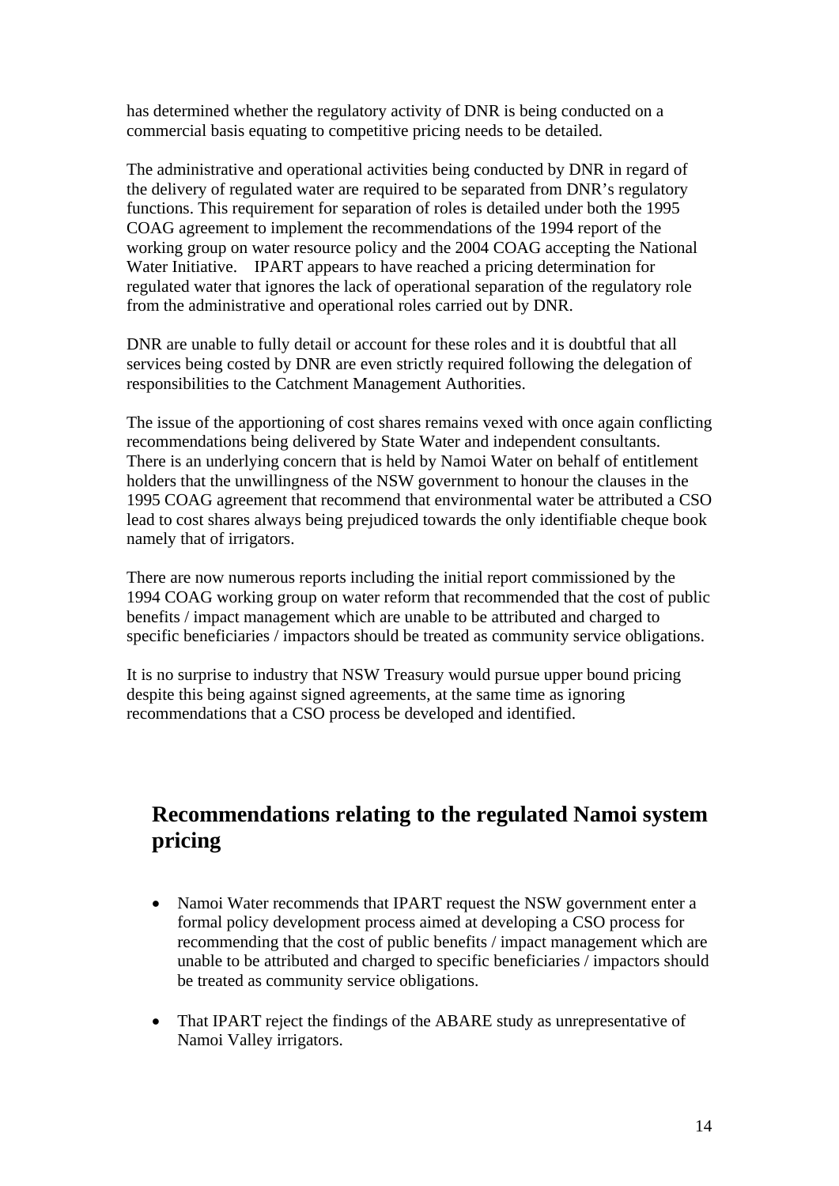has determined whether the regulatory activity of DNR is being conducted on a commercial basis equating to competitive pricing needs to be detailed.

The administrative and operational activities being conducted by DNR in regard of the delivery of regulated water are required to be separated from DNR's regulatory functions. This requirement for separation of roles is detailed under both the 1995 COAG agreement to implement the recommendations of the 1994 report of the working group on water resource policy and the 2004 COAG accepting the National Water Initiative. IPART appears to have reached a pricing determination for regulated water that ignores the lack of operational separation of the regulatory role from the administrative and operational roles carried out by DNR.

DNR are unable to fully detail or account for these roles and it is doubtful that all services being costed by DNR are even strictly required following the delegation of responsibilities to the Catchment Management Authorities.

The issue of the apportioning of cost shares remains vexed with once again conflicting recommendations being delivered by State Water and independent consultants. There is an underlying concern that is held by Namoi Water on behalf of entitlement holders that the unwillingness of the NSW government to honour the clauses in the 1995 COAG agreement that recommend that environmental water be attributed a CSO lead to cost shares always being prejudiced towards the only identifiable cheque book namely that of irrigators.

There are now numerous reports including the initial report commissioned by the 1994 COAG working group on water reform that recommended that the cost of public benefits / impact management which are unable to be attributed and charged to specific beneficiaries / impactors should be treated as community service obligations.

It is no surprise to industry that NSW Treasury would pursue upper bound pricing despite this being against signed agreements, at the same time as ignoring recommendations that a CSO process be developed and identified.

## Recommendations relating to the regulated Namoi system pricing

- Namoi Water recommends that IPART request the NSW government enter a formal policy development process aimed at developing a CSO process for recommending that the cost of public benefits / impact management which are unable to be attributed and charged to specific beneficiaries / impactors should be treated as community service obligations.
- That IPART reject the findings of the ABARE study as unrepresentative of Namoi Valley irrigators.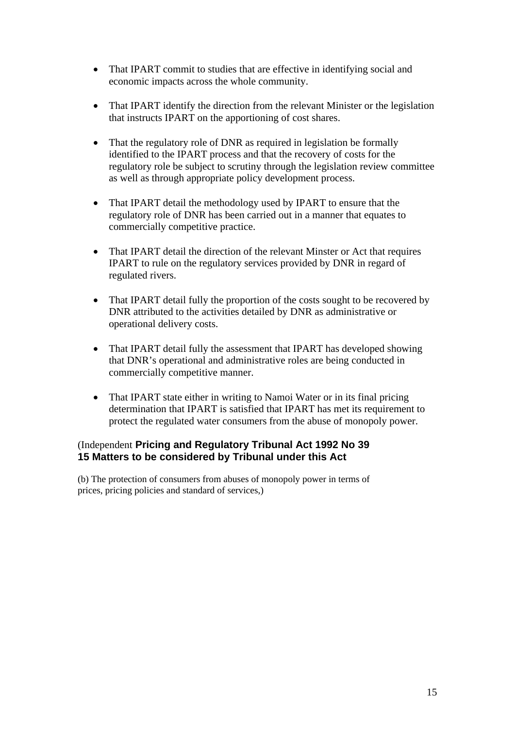- That IPART commit to studies that are effective in identifying social and economic impacts across the whole community.

- That IPART identify the direction from the relevant Minister or the legislation that instructs IPART on the apportioning of cost shares.

- That the regulatory role of DNR as required in legislation be formally identified to the IPART process and that the recovery of costs for the regulatory role be subject to scrutiny through the legislation review committee as well as through appropriate policy development process.

- That IPART detail the methodology used by IPART to ensure that the regulatory role of DNR has been carried out in a manner that equates to commercially competitive practice.

- That IPART detail the direction of the relevant Minster or Act that requires IPART to rule on the regulatory services provided by DNR in regard of regulated rivers.

- That IPART detail fully the proportion of the costs sought to be recovered by DNR attributed to the activities detailed by DNR as administrative or operational delivery costs.

- That IPART detail fully the assessment that IPART has developed showing that DNR's operational and administrative roles are being conducted in commercially competitive manner.

- That IPART state either in writing to Namoi Water or in its final pricing determination that IPART is satisfied that IPART has met its requirement to protect the regulated water consumers from the abuse of monopoly power.

(Independent **Pricing and Regulatory Tribunal Act 1992 No 39**
**15 Matters to be considered by Tribunal under this Act**

(b) The protection of consumers from abuses of monopoly power in terms of prices, pricing policies and standard of services,)